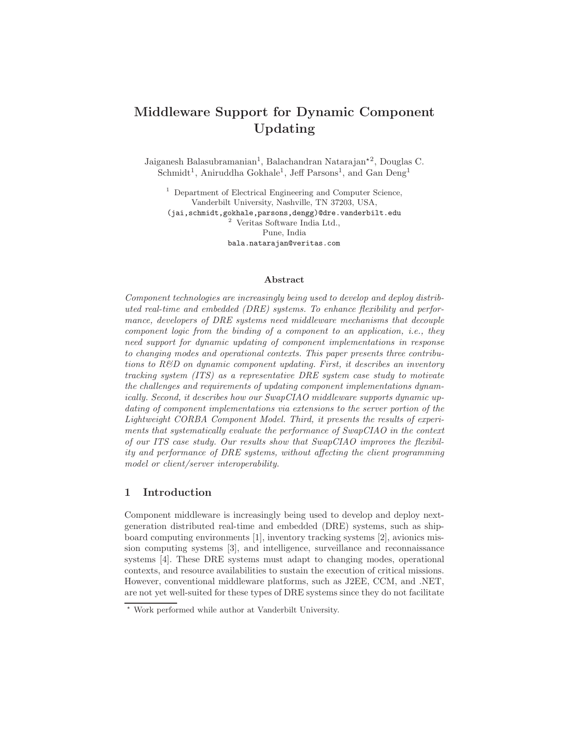# Middleware Support for Dynamic Component Updating

Jaiganesh Balasubramanian[1], Balachandran Natarajan[⋆2], Douglas C. Schmidt[1], Aniruddha Gokhale[1], Jeff Parsons[1], and Gan Deng[1]

[1] Department of Electrical Engineering and Computer Science, Vanderbilt University, Nashville, TN 37203, USA,
(jai,schmidt,gokhale,parsons,dengg)@dre.vanderbilt.edu

[2] Veritas Software India Ltd., Pune, India
bala.natarajan@veritas.com

### Abstract

*Component technologies are increasingly being used to develop and deploy distributed real-time and embedded (DRE) systems. To enhance flexibility and performance, developers of DRE systems need middleware mechanisms that decouple component logic from the binding of a component to an application, i.e., they need support for dynamic updating of component implementations in response to changing modes and operational contexts. This paper presents three contributions to R&D on dynamic component updating. First, it describes an inventory tracking system (ITS) as a representative DRE system case study to motivate the challenges and requirements of updating component implementations dynamically. Second, it describes how our SwapCIAO middleware supports dynamic updating of component implementations via extensions to the server portion of the Lightweight CORBA Component Model. Third, it presents the results of experiments that systematically evaluate the performance of SwapCIAO in the context of our ITS case study. Our results show that SwapCIAO improves the flexibility and performance of DRE systems, without affecting the client programming model or client/server interoperability.*

## 1 Introduction

Component middleware is increasingly being used to develop and deploy next-generation distributed real-time and embedded (DRE) systems, such as shipboard computing environments [1], inventory tracking systems [2], avionics mission computing systems [3], and intelligence, surveillance and reconnaissance systems [4]. These DRE systems must adapt to changing modes, operational contexts, and resource availabilities to sustain the execution of critical missions. However, conventional middleware platforms, such as J2EE, CCM, and .NET, are not yet well-suited for these types of DRE systems since they do not facilitate

⋆ Work performed while author at Vanderbilt University.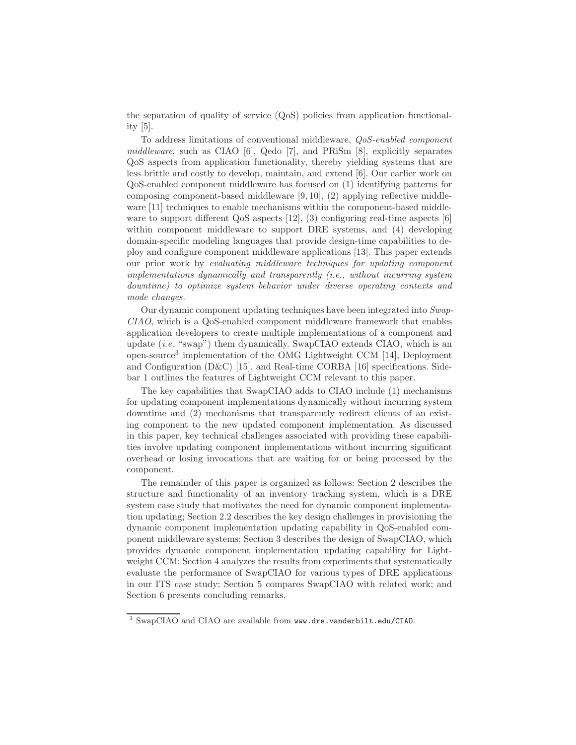the separation of quality of service (QoS) policies from application functionality [5].

To address limitations of conventional middleware, *QoS-enabled component middleware*, such as CIAO [6], Qedo [7], and PRiSm [8], explicitly separates QoS aspects from application functionality, thereby yielding systems that are less brittle and costly to develop, maintain, and extend [6]. Our earlier work on QoS-enabled component middleware has focused on (1) identifying patterns for composing component-based middleware [9, 10], (2) applying reflective middleware [11] techniques to enable mechanisms within the component-based middleware to support different QoS aspects [12], (3) configuring real-time aspects [6] within component middleware to support DRE systems, and (4) developing domain-specific modeling languages that provide design-time capabilities to deploy and configure component middleware applications [13]. This paper extends our prior work by *evaluating middleware techniques for updating component implementations dynamically and transparently (i.e., without incurring system downtime) to optimize system behavior under diverse operating contexts and mode changes.*

Our dynamic component updating techniques have been integrated into *SwapCIAO*, which is a QoS-enabled component middleware framework that enables application developers to create multiple implementations of a component and update (*i.e.* "swap") them dynamically. SwapCIAO extends CIAO, which is an open-source[3] implementation of the OMG Lightweight CCM [14], Deployment and Configuration (D&C) [15], and Real-time CORBA [16] specifications. Sidebar 1 outlines the features of Lightweight CCM relevant to this paper.

The key capabilities that SwapCIAO adds to CIAO include (1) mechanisms for updating component implementations dynamically without incurring system downtime and (2) mechanisms that transparently redirect clients of an existing component to the new updated component implementation. As discussed in this paper, key technical challenges associated with providing these capabilities involve updating component implementations without incurring significant overhead or losing invocations that are waiting for or being processed by the component.

The remainder of this paper is organized as follows: Section 2 describes the structure and functionality of an inventory tracking system, which is a DRE system case study that motivates the need for dynamic component implementation updating; Section 2.2 describes the key design challenges in provisioning the dynamic component implementation updating capability in QoS-enabled component middleware systems; Section 3 describes the design of SwapCIAO, which provides dynamic component implementation updating capability for Lightweight CCM; Section 4 analyzes the results from experiments that systematically evaluate the performance of SwapCIAO for various types of DRE applications in our ITS case study; Section 5 compares SwapCIAO with related work; and Section 6 presents concluding remarks.

[3] SwapCIAO and CIAO are available from `www.dre.vanderbilt.edu/CIAO`.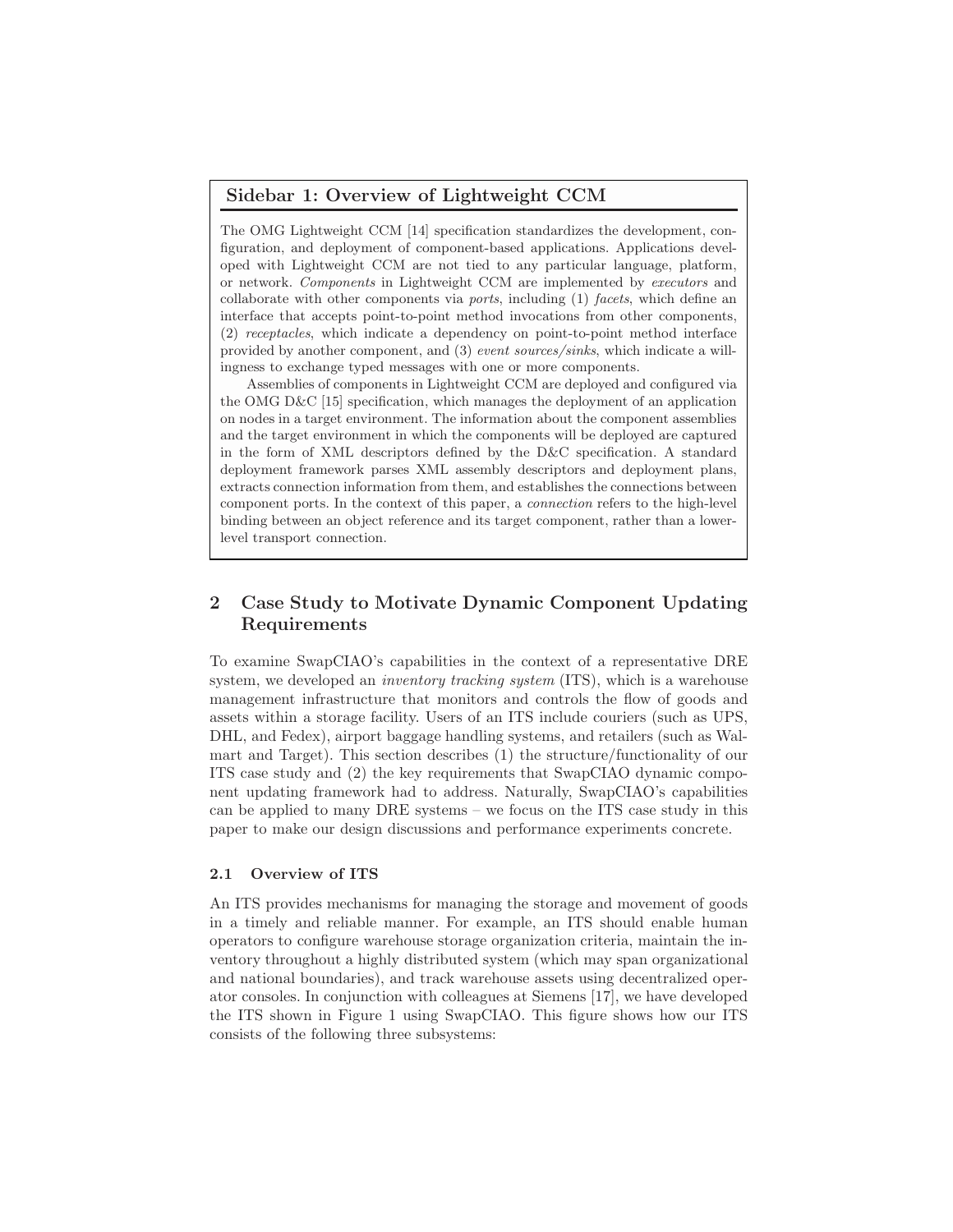### Sidebar 1: Overview of Lightweight CCM

The OMG Lightweight CCM [14] specification standardizes the development, configuration, and deployment of component-based applications. Applications developed with Lightweight CCM are not tied to any particular language, platform, or network. *Components* in Lightweight CCM are implemented by *executors* and collaborate with other components via *ports*, including (1) *facets*, which define an interface that accepts point-to-point method invocations from other components, (2) *receptacles*, which indicate a dependency on point-to-point method interface provided by another component, and (3) *event sources/sinks*, which indicate a willingness to exchange typed messages with one or more components.

Assemblies of components in Lightweight CCM are deployed and configured via the OMG D&C [15] specification, which manages the deployment of an application on nodes in a target environment. The information about the component assemblies and the target environment in which the components will be deployed are captured in the form of XML descriptors defined by the D&C specification. A standard deployment framework parses XML assembly descriptors and deployment plans, extracts connection information from them, and establishes the connections between component ports. In the context of this paper, a *connection* refers to the high-level binding between an object reference and its target component, rather than a lower-level transport connection.

## 2 Case Study to Motivate Dynamic Component Updating Requirements

To examine SwapCIAO's capabilities in the context of a representative DRE system, we developed an *inventory tracking system* (ITS), which is a warehouse management infrastructure that monitors and controls the flow of goods and assets within a storage facility. Users of an ITS include couriers (such as UPS, DHL, and Fedex), airport baggage handling systems, and retailers (such as Walmart and Target). This section describes (1) the structure/functionality of our ITS case study and (2) the key requirements that SwapCIAO dynamic component updating framework had to address. Naturally, SwapCIAO's capabilities can be applied to many DRE systems – we focus on the ITS case study in this paper to make our design discussions and performance experiments concrete.

### 2.1 Overview of ITS

An ITS provides mechanisms for managing the storage and movement of goods in a timely and reliable manner. For example, an ITS should enable human operators to configure warehouse storage organization criteria, maintain the inventory throughout a highly distributed system (which may span organizational and national boundaries), and track warehouse assets using decentralized operator consoles. In conjunction with colleagues at Siemens [17], we have developed the ITS shown in Figure 1 using SwapCIAO. This figure shows how our ITS consists of the following three subsystems: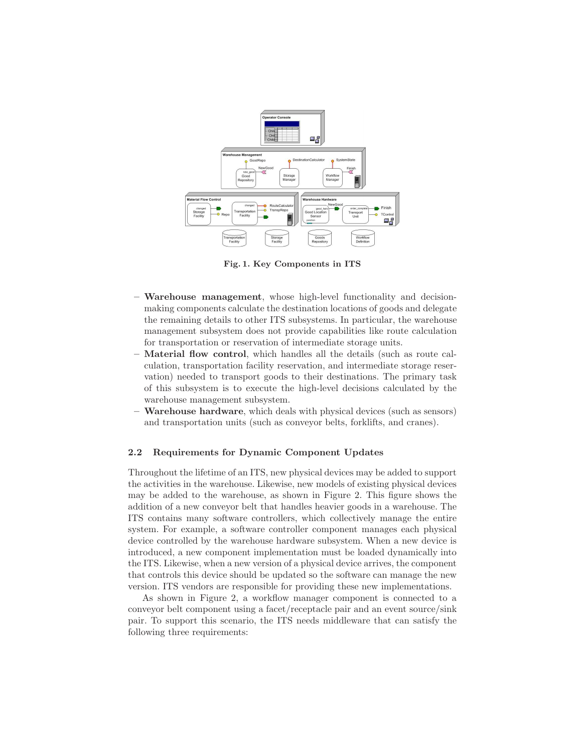**Fig. 1. Key Components in ITS**

- **Warehouse management**, whose high-level functionality and decision-making components calculate the destination locations of goods and delegate the remaining details to other ITS subsystems. In particular, the warehouse management subsystem does not provide capabilities like route calculation for transportation or reservation of intermediate storage units.
- **Material flow control**, which handles all the details (such as route calculation, transportation facility reservation, and intermediate storage reservation) needed to transport goods to their destinations. The primary task of this subsystem is to execute the high-level decisions calculated by the warehouse management subsystem.
- **Warehouse hardware**, which deals with physical devices (such as sensors) and transportation units (such as conveyor belts, forklifts, and cranes).

### 2.2 Requirements for Dynamic Component Updates

Throughout the lifetime of an ITS, new physical devices may be added to support the activities in the warehouse. Likewise, new models of existing physical devices may be added to the warehouse, as shown in Figure 2. This figure shows the addition of a new conveyor belt that handles heavier goods in a warehouse. The ITS contains many software controllers, which collectively manage the entire system. For example, a software controller component manages each physical device controlled by the warehouse hardware subsystem. When a new device is introduced, a new component implementation must be loaded dynamically into the ITS. Likewise, when a new version of a physical device arrives, the component that controls this device should be updated so the software can manage the new version. ITS vendors are responsible for providing these new implementations.

As shown in Figure 2, a workflow manager component is connected to a conveyor belt component using a facet/receptacle pair and an event source/sink pair. To support this scenario, the ITS needs middleware that can satisfy the following three requirements: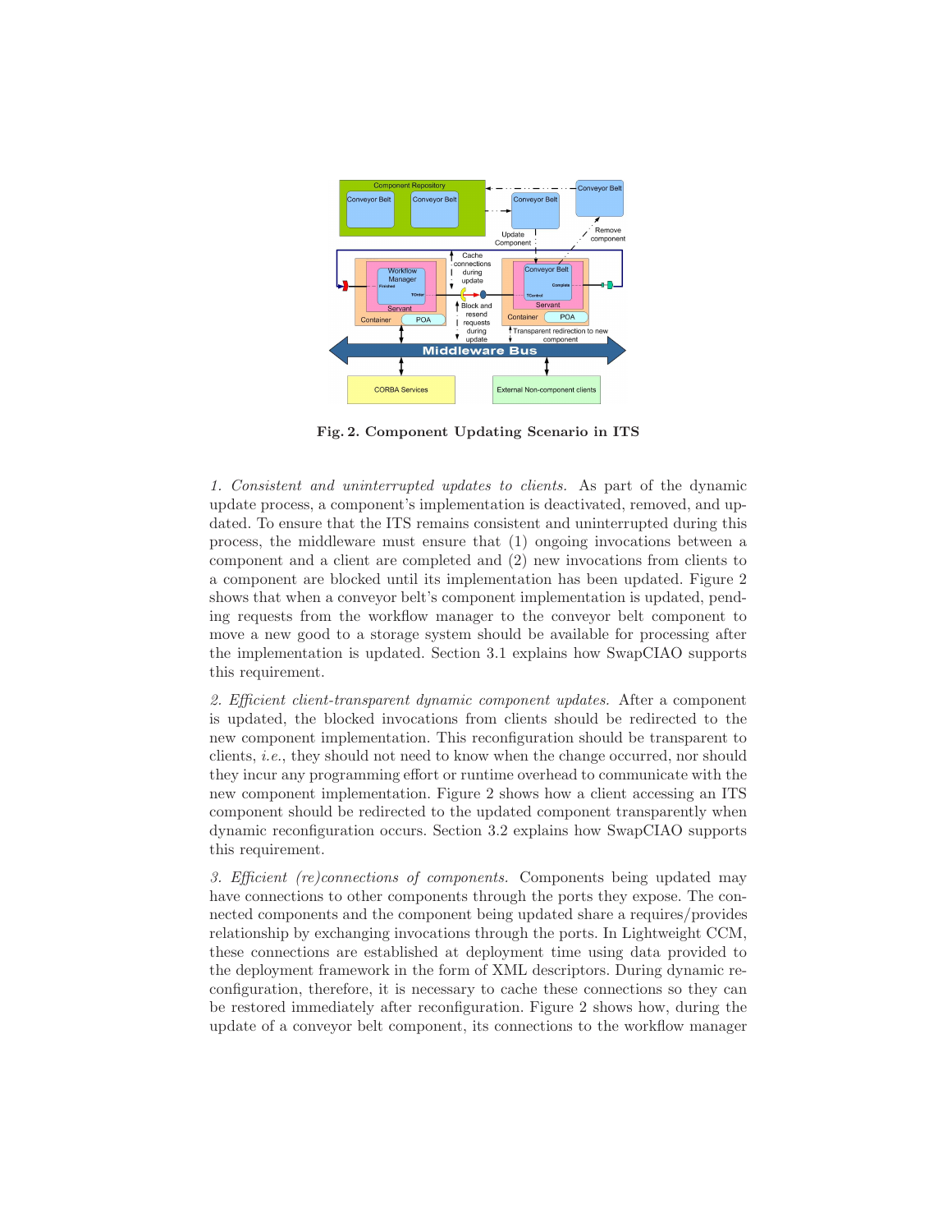**Fig. 2. Component Updating Scenario in ITS**

*1. Consistent and uninterrupted updates to clients.* As part of the dynamic update process, a component's implementation is deactivated, removed, and updated. To ensure that the ITS remains consistent and uninterrupted during this process, the middleware must ensure that (1) ongoing invocations between a component and a client are completed and (2) new invocations from clients to a component are blocked until its implementation has been updated. Figure 2 shows that when a conveyor belt's component implementation is updated, pending requests from the workflow manager to the conveyor belt component to move a new good to a storage system should be available for processing after the implementation is updated. Section 3.1 explains how SwapCIAO supports this requirement.

*2. Efficient client-transparent dynamic component updates.* After a component is updated, the blocked invocations from clients should be redirected to the new component implementation. This reconfiguration should be transparent to clients, *i.e.*, they should not need to know when the change occurred, nor should they incur any programming effort or runtime overhead to communicate with the new component implementation. Figure 2 shows how a client accessing an ITS component should be redirected to the updated component transparently when dynamic reconfiguration occurs. Section 3.2 explains how SwapCIAO supports this requirement.

*3. Efficient (re)connections of components.* Components being updated may have connections to other components through the ports they expose. The connected components and the component being updated share a requires/provides relationship by exchanging invocations through the ports. In Lightweight CCM, these connections are established at deployment time using data provided to the deployment framework in the form of XML descriptors. During dynamic reconfiguration, therefore, it is necessary to cache these connections so they can be restored immediately after reconfiguration. Figure 2 shows how, during the update of a conveyor belt component, its connections to the workflow manager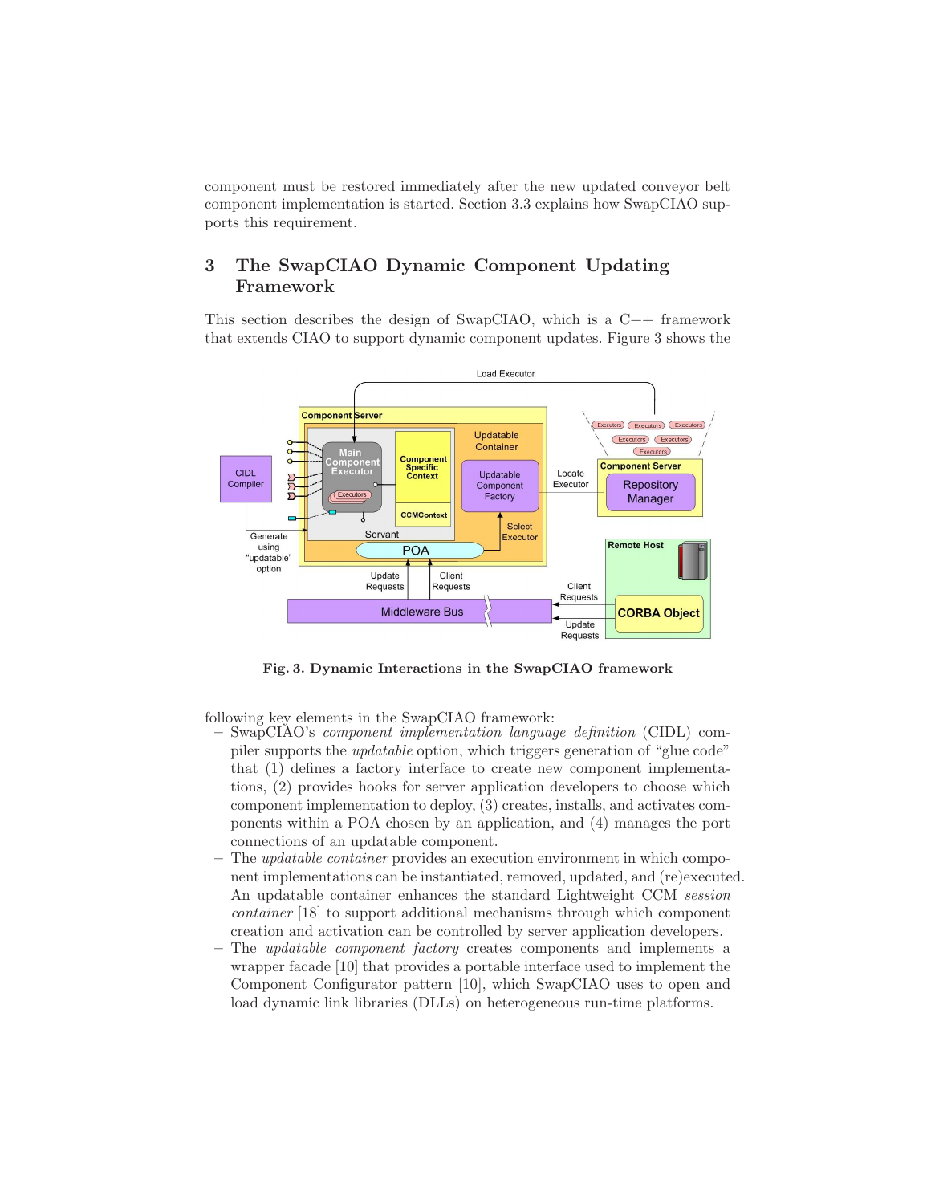component must be restored immediately after the new updated conveyor belt component implementation is started. Section 3.3 explains how SwapCIAO supports this requirement.

## 3 The SwapCIAO Dynamic Component Updating Framework

This section describes the design of SwapCIAO, which is a C++ framework that extends CIAO to support dynamic component updates. Figure 3 shows the

**Fig. 3. Dynamic Interactions in the SwapCIAO framework**

following key elements in the SwapCIAO framework:

- SwapCIAO's *component implementation language definition* (CIDL) compiler supports the *updatable* option, which triggers generation of "glue code" that (1) defines a factory interface to create new component implementations, (2) provides hooks for server application developers to choose which component implementation to deploy, (3) creates, installs, and activates components within a POA chosen by an application, and (4) manages the port connections of an updatable component.
- The *updatable container* provides an execution environment in which component implementations can be instantiated, removed, updated, and (re)executed. An updatable container enhances the standard Lightweight CCM *session container* [18] to support additional mechanisms through which component creation and activation can be controlled by server application developers.
- The *updatable component factory* creates components and implements a wrapper facade [10] that provides a portable interface used to implement the Component Configurator pattern [10], which SwapCIAO uses to open and load dynamic link libraries (DLLs) on heterogeneous run-time platforms.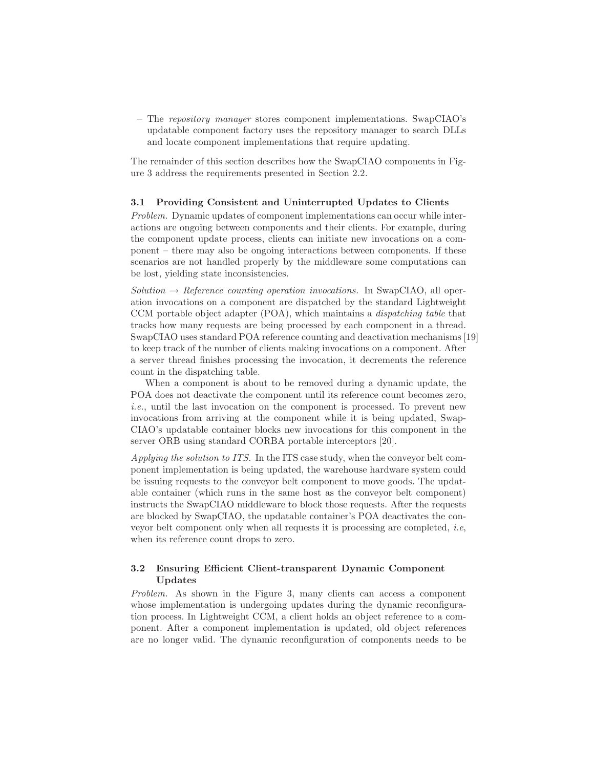– The *repository manager* stores component implementations. SwapCIAO's updatable component factory uses the repository manager to search DLLs and locate component implementations that require updating.

The remainder of this section describes how the SwapCIAO components in Figure 3 address the requirements presented in Section 2.2.

### 3.1 Providing Consistent and Uninterrupted Updates to Clients

*Problem.* Dynamic updates of component implementations can occur while interactions are ongoing between components and their clients. For example, during the component update process, clients can initiate new invocations on a component – there may also be ongoing interactions between components. If these scenarios are not handled properly by the middleware some computations can be lost, yielding state inconsistencies.

*Solution → Reference counting operation invocations.* In SwapCIAO, all operation invocations on a component are dispatched by the standard Lightweight CCM portable object adapter (POA), which maintains a *dispatching table* that tracks how many requests are being processed by each component in a thread. SwapCIAO uses standard POA reference counting and deactivation mechanisms [19] to keep track of the number of clients making invocations on a component. After a server thread finishes processing the invocation, it decrements the reference count in the dispatching table.

When a component is about to be removed during a dynamic update, the POA does not deactivate the component until its reference count becomes zero, *i.e.*, until the last invocation on the component is processed. To prevent new invocations from arriving at the component while it is being updated, SwapCIAO's updatable container blocks new invocations for this component in the server ORB using standard CORBA portable interceptors [20].

*Applying the solution to ITS.* In the ITS case study, when the conveyor belt component implementation is being updated, the warehouse hardware system could be issuing requests to the conveyor belt component to move goods. The updatable container (which runs in the same host as the conveyor belt component) instructs the SwapCIAO middleware to block those requests. After the requests are blocked by SwapCIAO, the updatable container's POA deactivates the conveyor belt component only when all requests it is processing are completed, *i.e*, when its reference count drops to zero.

### 3.2 Ensuring Efficient Client-transparent Dynamic Component Updates

*Problem.* As shown in the Figure 3, many clients can access a component whose implementation is undergoing updates during the dynamic reconfiguration process. In Lightweight CCM, a client holds an object reference to a component. After a component implementation is updated, old object references are no longer valid. The dynamic reconfiguration of components needs to be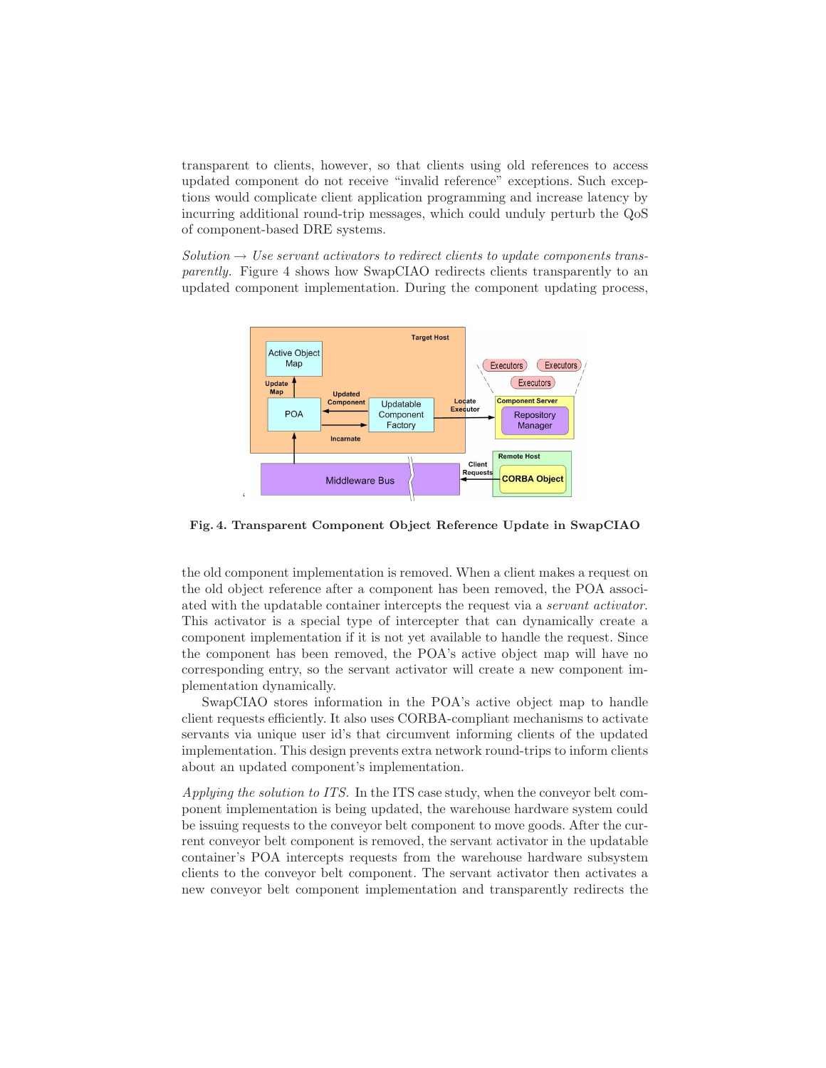transparent to clients, however, so that clients using old references to access updated component do not receive "invalid reference" exceptions. Such exceptions would complicate client application programming and increase latency by incurring additional round-trip messages, which could unduly perturb the QoS of component-based DRE systems.

*Solution → Use servant activators to redirect clients to update components transparently.* Figure 4 shows how SwapCIAO redirects clients transparently to an updated component implementation. During the component updating process,

**Fig. 4. Transparent Component Object Reference Update in SwapCIAO**

the old component implementation is removed. When a client makes a request on the old object reference after a component has been removed, the POA associated with the updatable container intercepts the request via a *servant activator*. This activator is a special type of intercepter that can dynamically create a component implementation if it is not yet available to handle the request. Since the component has been removed, the POA's active object map will have no corresponding entry, so the servant activator will create a new component implementation dynamically.

SwapCIAO stores information in the POA's active object map to handle client requests efficiently. It also uses CORBA-compliant mechanisms to activate servants via unique user id's that circumvent informing clients of the updated implementation. This design prevents extra network round-trips to inform clients about an updated component's implementation.

*Applying the solution to ITS.* In the ITS case study, when the conveyor belt component implementation is being updated, the warehouse hardware system could be issuing requests to the conveyor belt component to move goods. After the current conveyor belt component is removed, the servant activator in the updatable container's POA intercepts requests from the warehouse hardware subsystem clients to the conveyor belt component. The servant activator then activates a new conveyor belt component implementation and transparently redirects the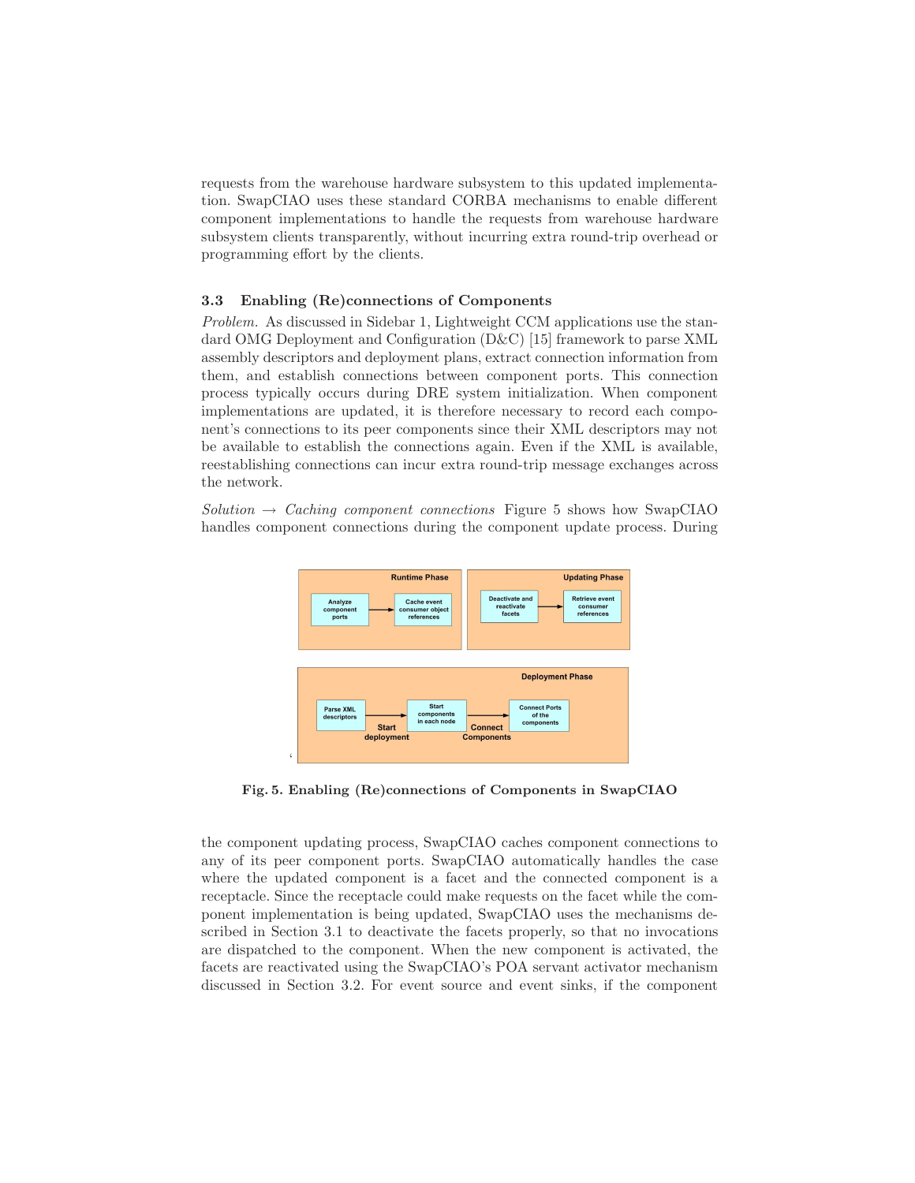requests from the warehouse hardware subsystem to this updated implementation. SwapCIAO uses these standard CORBA mechanisms to enable different component implementations to handle the requests from warehouse hardware subsystem clients transparently, without incurring extra round-trip overhead or programming effort by the clients.

### 3.3 Enabling (Re)connections of Components

*Problem.* As discussed in Sidebar 1, Lightweight CCM applications use the standard OMG Deployment and Configuration (D&C) [15] framework to parse XML assembly descriptors and deployment plans, extract connection information from them, and establish connections between component ports. This connection process typically occurs during DRE system initialization. When component implementations are updated, it is therefore necessary to record each component's connections to its peer components since their XML descriptors may not be available to establish the connections again. Even if the XML is available, reestablishing connections can incur extra round-trip message exchanges across the network.

*Solution* → *Caching component connections* Figure 5 shows how SwapCIAO handles component connections during the component update process. During

**Fig. 5. Enabling (Re)connections of Components in SwapCIAO**

the component updating process, SwapCIAO caches component connections to any of its peer component ports. SwapCIAO automatically handles the case where the updated component is a facet and the connected component is a receptacle. Since the receptacle could make requests on the facet while the component implementation is being updated, SwapCIAO uses the mechanisms described in Section 3.1 to deactivate the facets properly, so that no invocations are dispatched to the component. When the new component is activated, the facets are reactivated using the SwapCIAO's POA servant activator mechanism discussed in Section 3.2. For event source and event sinks, if the component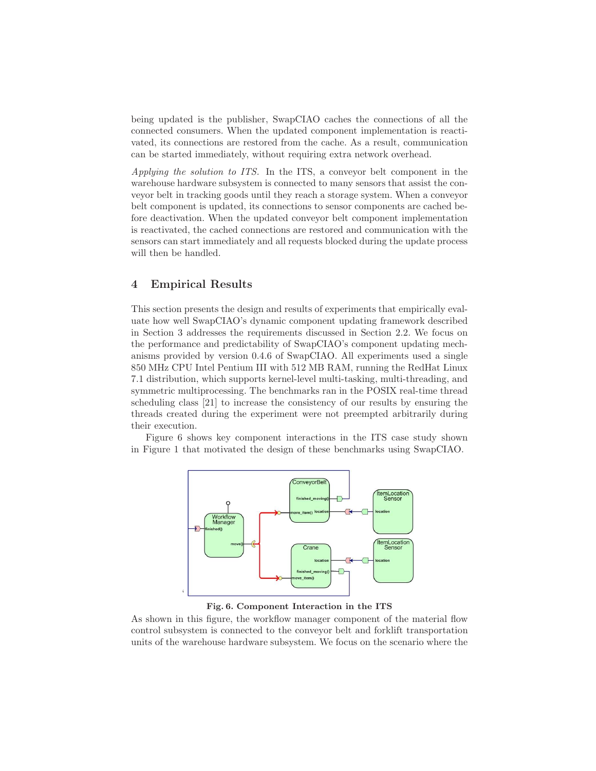being updated is the publisher, SwapCIAO caches the connections of all the connected consumers. When the updated component implementation is reactivated, its connections are restored from the cache. As a result, communication can be started immediately, without requiring extra network overhead.

*Applying the solution to ITS.* In the ITS, a conveyor belt component in the warehouse hardware subsystem is connected to many sensors that assist the conveyor belt in tracking goods until they reach a storage system. When a conveyor belt component is updated, its connections to sensor components are cached before deactivation. When the updated conveyor belt component implementation is reactivated, the cached connections are restored and communication with the sensors can start immediately and all requests blocked during the update process will then be handled.

## 4 Empirical Results

This section presents the design and results of experiments that empirically evaluate how well SwapCIAO's dynamic component updating framework described in Section 3 addresses the requirements discussed in Section 2.2. We focus on the performance and predictability of SwapCIAO's component updating mechanisms provided by version 0.4.6 of SwapCIAO. All experiments used a single 850 MHz CPU Intel Pentium III with 512 MB RAM, running the RedHat Linux 7.1 distribution, which supports kernel-level multi-tasking, multi-threading, and symmetric multiprocessing. The benchmarks ran in the POSIX real-time thread scheduling class [21] to increase the consistency of our results by ensuring the threads created during the experiment were not preempted arbitrarily during their execution.

Figure 6 shows key component interactions in the ITS case study shown in Figure 1 that motivated the design of these benchmarks using SwapCIAO.

**Fig. 6. Component Interaction in the ITS**

As shown in this figure, the workflow manager component of the material flow control subsystem is connected to the conveyor belt and forklift transportation units of the warehouse hardware subsystem. We focus on the scenario where the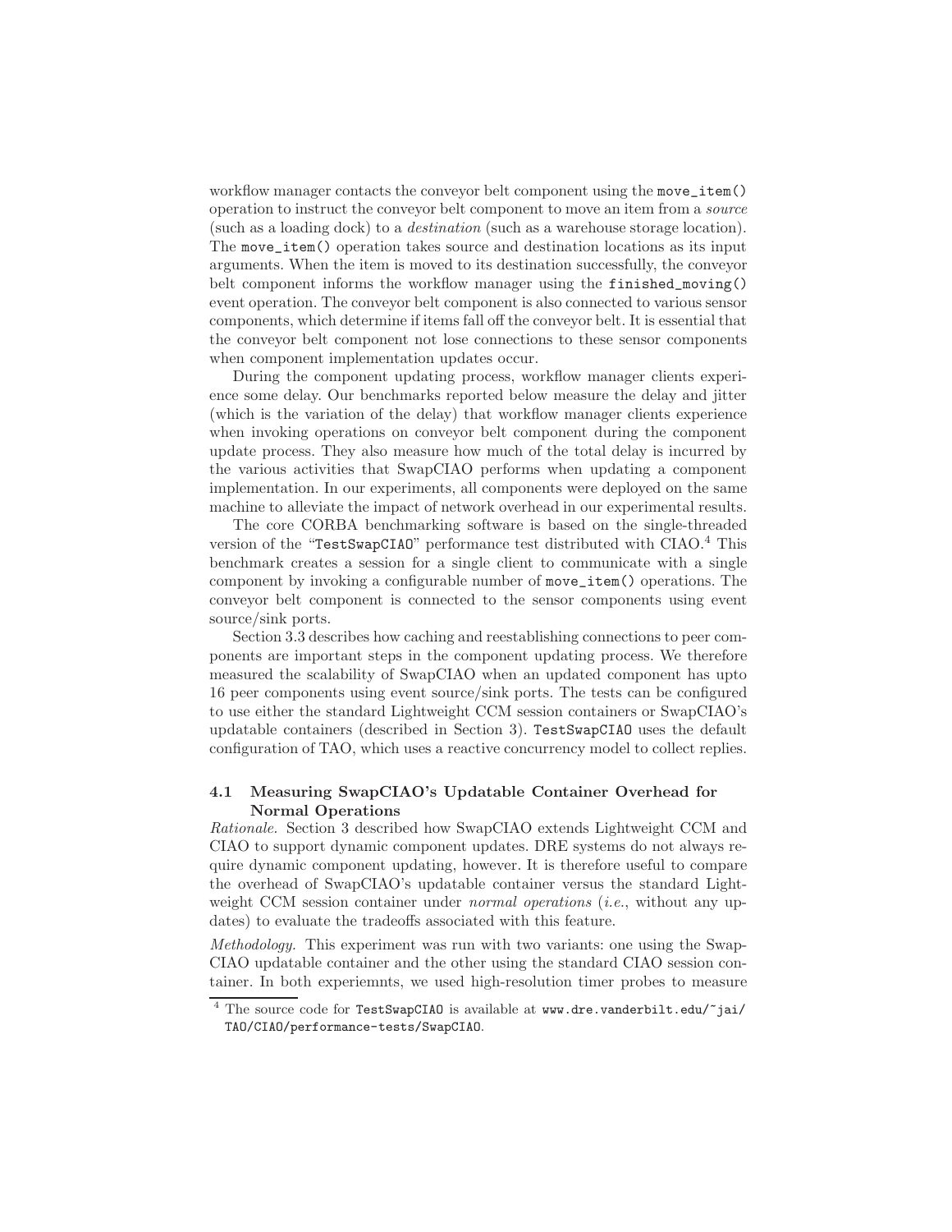workflow manager contacts the conveyor belt component using the `move_item()` operation to instruct the conveyor belt component to move an item from a *source* (such as a loading dock) to a *destination* (such as a warehouse storage location). The `move_item()` operation takes source and destination locations as its input arguments. When the item is moved to its destination successfully, the conveyor belt component informs the workflow manager using the `finished_moving()` event operation. The conveyor belt component is also connected to various sensor components, which determine if items fall off the conveyor belt. It is essential that the conveyor belt component not lose connections to these sensor components when component implementation updates occur.

During the component updating process, workflow manager clients experience some delay. Our benchmarks reported below measure the delay and jitter (which is the variation of the delay) that workflow manager clients experience when invoking operations on conveyor belt component during the component update process. They also measure how much of the total delay is incurred by the various activities that SwapCIAO performs when updating a component implementation. In our experiments, all components were deployed on the same machine to alleviate the impact of network overhead in our experimental results.

The core CORBA benchmarking software is based on the single-threaded version of the "`TestSwapCIAO`" performance test distributed with CIAO.[4] This benchmark creates a session for a single client to communicate with a single component by invoking a configurable number of `move_item()` operations. The conveyor belt component is connected to the sensor components using event source/sink ports.

Section 3.3 describes how caching and reestablishing connections to peer components are important steps in the component updating process. We therefore measured the scalability of SwapCIAO when an updated component has upto 16 peer components using event source/sink ports. The tests can be configured to use either the standard Lightweight CCM session containers or SwapCIAO's updatable containers (described in Section 3). `TestSwapCIAO` uses the default configuration of TAO, which uses a reactive concurrency model to collect replies.

### 4.1 Measuring SwapCIAO's Updatable Container Overhead for Normal Operations

*Rationale.* Section 3 described how SwapCIAO extends Lightweight CCM and CIAO to support dynamic component updates. DRE systems do not always require dynamic component updating, however. It is therefore useful to compare the overhead of SwapCIAO's updatable container versus the standard Lightweight CCM session container under *normal operations* (*i.e.*, without any updates) to evaluate the tradeoffs associated with this feature.

*Methodology.* This experiment was run with two variants: one using the SwapCIAO updatable container and the other using the standard CIAO session container. In both experiemnts, we used high-resolution timer probes to measure

[4] The source code for `TestSwapCIAO` is available at `www.dre.vanderbilt.edu/~jai/TAO/CIAO/performance-tests/SwapCIAO`.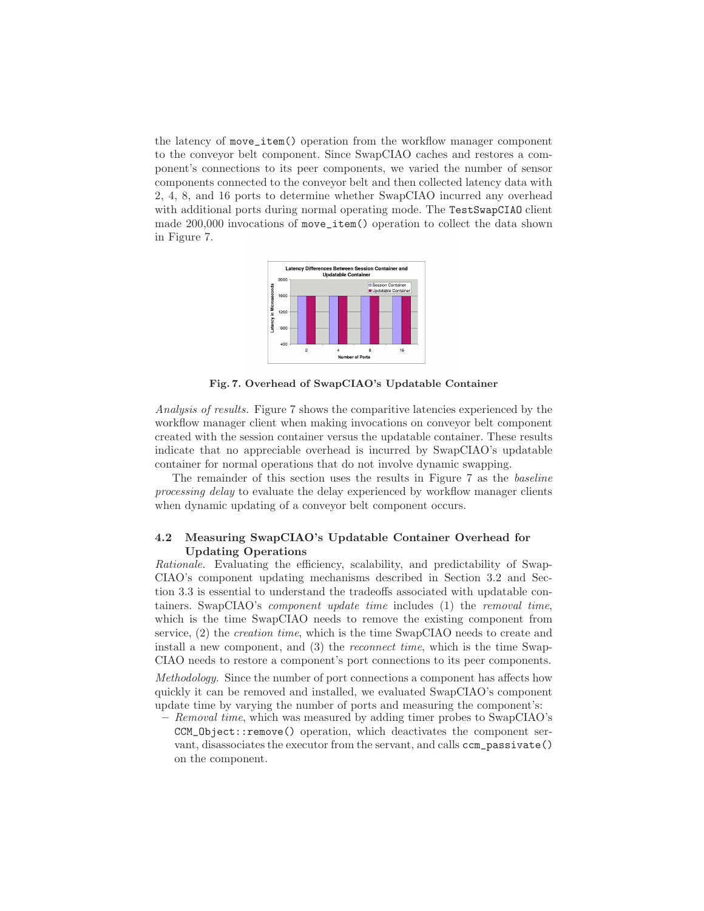the latency of `move_item()` operation from the workflow manager component to the conveyor belt component. Since SwapCIAO caches and restores a component's connections to its peer components, we varied the number of sensor components connected to the conveyor belt and then collected latency data with 2, 4, 8, and 16 ports to determine whether SwapCIAO incurred any overhead with additional ports during normal operating mode. The `TestSwapCIAO` client made 200,000 invocations of `move_item()` operation to collect the data shown in Figure 7.

**Fig. 7. Overhead of SwapCIAO's Updatable Container**

*Analysis of results.* Figure 7 shows the comparitive latencies experienced by the workflow manager client when making invocations on conveyor belt component created with the session container versus the updatable container. These results indicate that no appreciable overhead is incurred by SwapCIAO's updatable container for normal operations that do not involve dynamic swapping.

The remainder of this section uses the results in Figure 7 as the *baseline processing delay* to evaluate the delay experienced by workflow manager clients when dynamic updating of a conveyor belt component occurs.

### 4.2 Measuring SwapCIAO's Updatable Container Overhead for Updating Operations

*Rationale.* Evaluating the efficiency, scalability, and predictability of SwapCIAO's component updating mechanisms described in Section 3.2 and Section 3.3 is essential to understand the tradeoffs associated with updatable containers. SwapCIAO's *component update time* includes (1) the *removal time*, which is the time SwapCIAO needs to remove the existing component from service, (2) the *creation time*, which is the time SwapCIAO needs to create and install a new component, and (3) the *reconnect time*, which is the time SwapCIAO needs to restore a component's port connections to its peer components.

*Methodology.* Since the number of port connections a component has affects how quickly it can be removed and installed, we evaluated SwapCIAO's component update time by varying the number of ports and measuring the component's:

– *Removal time*, which was measured by adding timer probes to SwapCIAO's `CCM_Object::remove()` operation, which deactivates the component servant, disassociates the executor from the servant, and calls `ccm_passivate()` on the component.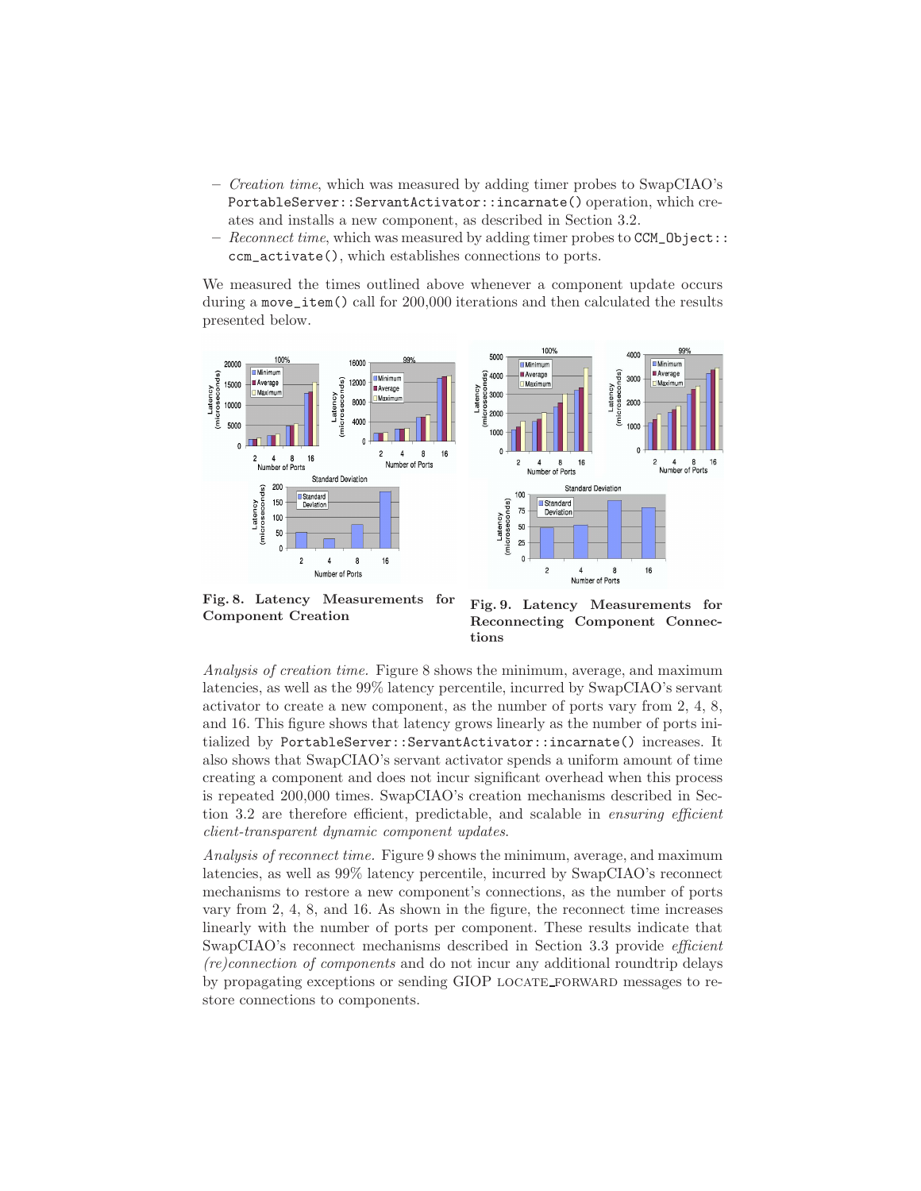- *Creation time*, which was measured by adding timer probes to SwapCIAO's `PortableServer::ServantActivator::incarnate()` operation, which creates and installs a new component, as described in Section 3.2.
- *Reconnect time*, which was measured by adding timer probes to `CCM_Object::ccm_activate()`, which establishes connections to ports.

We measured the times outlined above whenever a component update occurs during a `move_item()` call for 200,000 iterations and then calculated the results presented below.

**Fig. 8. Latency Measurements for Component Creation**

**Fig. 9. Latency Measurements for Reconnecting Component Connections**

*Analysis of creation time.* Figure 8 shows the minimum, average, and maximum latencies, as well as the 99% latency percentile, incurred by SwapCIAO's servant activator to create a new component, as the number of ports vary from 2, 4, 8, and 16. This figure shows that latency grows linearly as the number of ports initialized by `PortableServer::ServantActivator::incarnate()` increases. It also shows that SwapCIAO's servant activator spends a uniform amount of time creating a component and does not incur significant overhead when this process is repeated 200,000 times. SwapCIAO's creation mechanisms described in Section 3.2 are therefore efficient, predictable, and scalable in *ensuring efficient client-transparent dynamic component updates*.

*Analysis of reconnect time.* Figure 9 shows the minimum, average, and maximum latencies, as well as 99% latency percentile, incurred by SwapCIAO's reconnect mechanisms to restore a new component's connections, as the number of ports vary from 2, 4, 8, and 16. As shown in the figure, the reconnect time increases linearly with the number of ports per component. These results indicate that SwapCIAO's reconnect mechanisms described in Section 3.3 provide *efficient (re)connection of components* and do not incur any additional roundtrip delays by propagating exceptions or sending GIOP LOCATE_FORWARD messages to restore connections to components.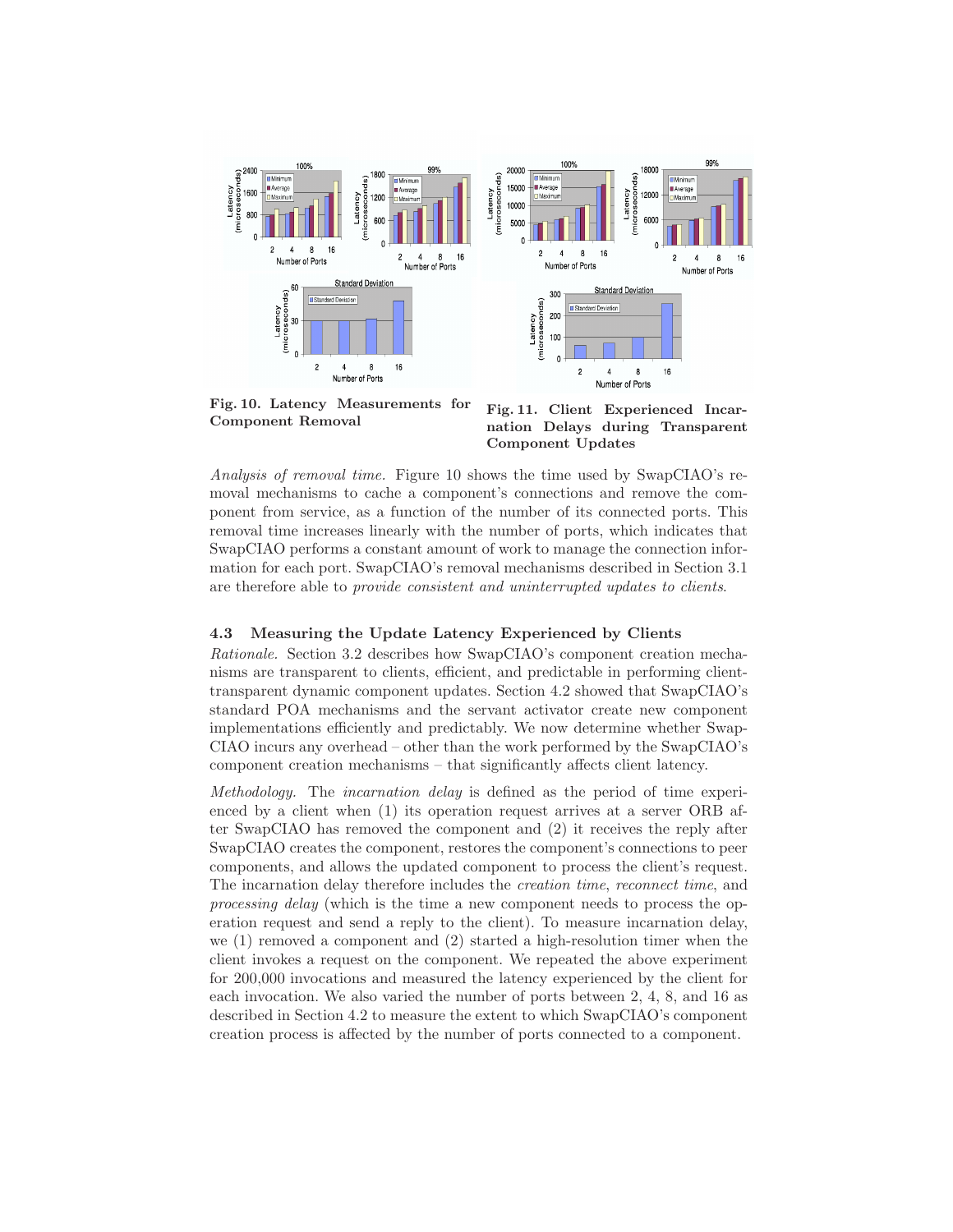**Fig. 10. Latency Measurements for Component Removal**

**Fig. 11. Client Experienced Incarnation Delays during Transparent Component Updates**

*Analysis of removal time.* Figure 10 shows the time used by SwapCIAO's removal mechanisms to cache a component's connections and remove the component from service, as a function of the number of its connected ports. This removal time increases linearly with the number of ports, which indicates that SwapCIAO performs a constant amount of work to manage the connection information for each port. SwapCIAO's removal mechanisms described in Section 3.1 are therefore able to *provide consistent and uninterrupted updates to clients*.

### 4.3 Measuring the Update Latency Experienced by Clients

*Rationale.* Section 3.2 describes how SwapCIAO's component creation mechanisms are transparent to clients, efficient, and predictable in performing client-transparent dynamic component updates. Section 4.2 showed that SwapCIAO's standard POA mechanisms and the servant activator create new component implementations efficiently and predictably. We now determine whether SwapCIAO incurs any overhead – other than the work performed by the SwapCIAO's component creation mechanisms – that significantly affects client latency.

*Methodology.* The *incarnation delay* is defined as the period of time experienced by a client when (1) its operation request arrives at a server ORB after SwapCIAO has removed the component and (2) it receives the reply after SwapCIAO creates the component, restores the component's connections to peer components, and allows the updated component to process the client's request. The incarnation delay therefore includes the *creation time*, *reconnect time*, and *processing delay* (which is the time a new component needs to process the operation request and send a reply to the client). To measure incarnation delay, we (1) removed a component and (2) started a high-resolution timer when the client invokes a request on the component. We repeated the above experiment for 200,000 invocations and measured the latency experienced by the client for each invocation. We also varied the number of ports between 2, 4, 8, and 16 as described in Section 4.2 to measure the extent to which SwapCIAO's component creation process is affected by the number of ports connected to a component.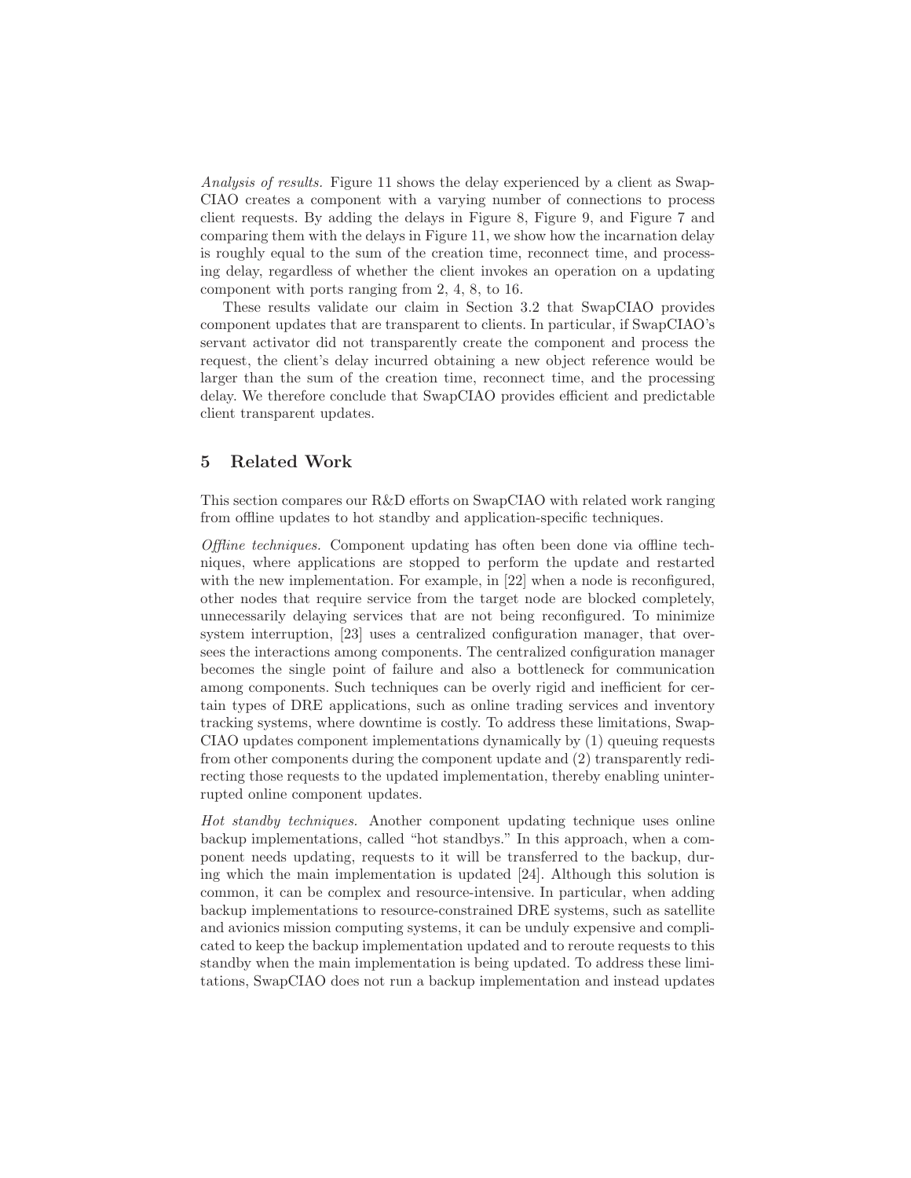*Analysis of results.* Figure 11 shows the delay experienced by a client as SwapCIAO creates a component with a varying number of connections to process client requests. By adding the delays in Figure 8, Figure 9, and Figure 7 and comparing them with the delays in Figure 11, we show how the incarnation delay is roughly equal to the sum of the creation time, reconnect time, and processing delay, regardless of whether the client invokes an operation on a updating component with ports ranging from 2, 4, 8, to 16.

These results validate our claim in Section 3.2 that SwapCIAO provides component updates that are transparent to clients. In particular, if SwapCIAO's servant activator did not transparently create the component and process the request, the client's delay incurred obtaining a new object reference would be larger than the sum of the creation time, reconnect time, and the processing delay. We therefore conclude that SwapCIAO provides efficient and predictable client transparent updates.

## 5 Related Work

This section compares our R&D efforts on SwapCIAO with related work ranging from offline updates to hot standby and application-specific techniques.

*Offline techniques.* Component updating has often been done via offline techniques, where applications are stopped to perform the update and restarted with the new implementation. For example, in [22] when a node is reconfigured, other nodes that require service from the target node are blocked completely, unnecessarily delaying services that are not being reconfigured. To minimize system interruption, [23] uses a centralized configuration manager, that oversees the interactions among components. The centralized configuration manager becomes the single point of failure and also a bottleneck for communication among components. Such techniques can be overly rigid and inefficient for certain types of DRE applications, such as online trading services and inventory tracking systems, where downtime is costly. To address these limitations, SwapCIAO updates component implementations dynamically by (1) queuing requests from other components during the component update and (2) transparently redirecting those requests to the updated implementation, thereby enabling uninterrupted online component updates.

*Hot standby techniques.* Another component updating technique uses online backup implementations, called "hot standbys." In this approach, when a component needs updating, requests to it will be transferred to the backup, during which the main implementation is updated [24]. Although this solution is common, it can be complex and resource-intensive. In particular, when adding backup implementations to resource-constrained DRE systems, such as satellite and avionics mission computing systems, it can be unduly expensive and complicated to keep the backup implementation updated and to reroute requests to this standby when the main implementation is being updated. To address these limitations, SwapCIAO does not run a backup implementation and instead updates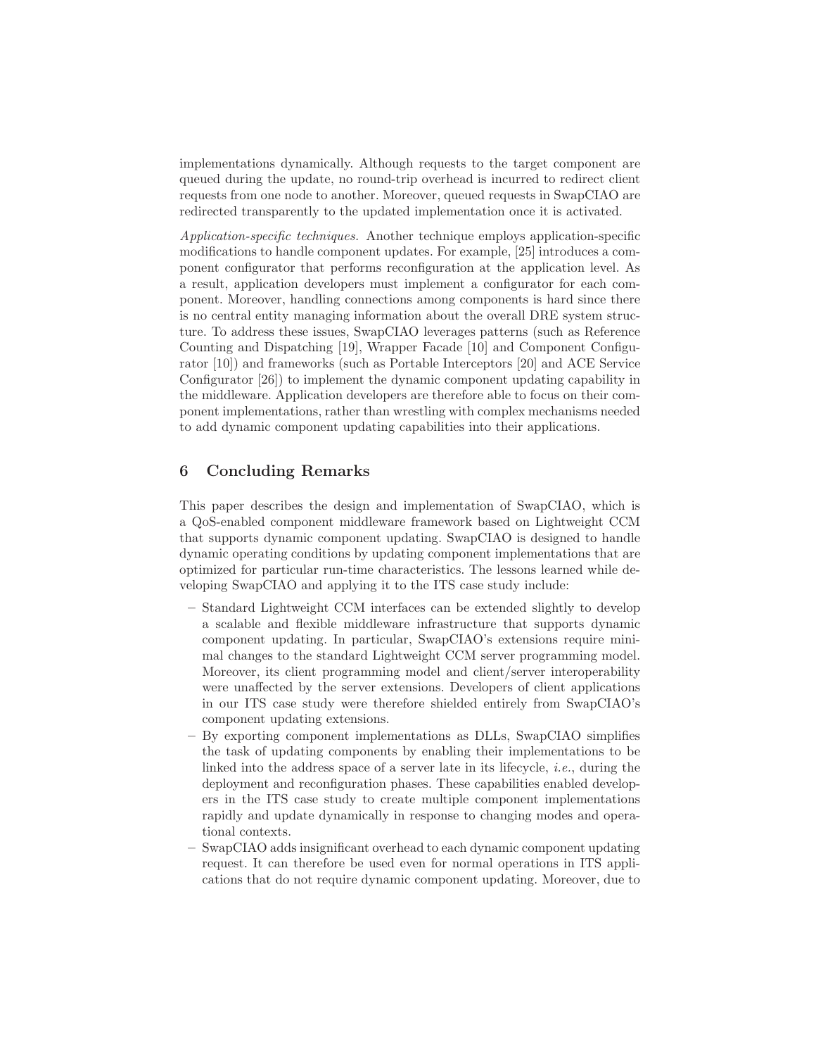implementations dynamically. Although requests to the target component are queued during the update, no round-trip overhead is incurred to redirect client requests from one node to another. Moreover, queued requests in SwapCIAO are redirected transparently to the updated implementation once it is activated.

*Application-specific techniques.* Another technique employs application-specific modifications to handle component updates. For example, [25] introduces a component configurator that performs reconfiguration at the application level. As a result, application developers must implement a configurator for each component. Moreover, handling connections among components is hard since there is no central entity managing information about the overall DRE system structure. To address these issues, SwapCIAO leverages patterns (such as Reference Counting and Dispatching [19], Wrapper Facade [10] and Component Configurator [10]) and frameworks (such as Portable Interceptors [20] and ACE Service Configurator [26]) to implement the dynamic component updating capability in the middleware. Application developers are therefore able to focus on their component implementations, rather than wrestling with complex mechanisms needed to add dynamic component updating capabilities into their applications.

## 6 Concluding Remarks

This paper describes the design and implementation of SwapCIAO, which is a QoS-enabled component middleware framework based on Lightweight CCM that supports dynamic component updating. SwapCIAO is designed to handle dynamic operating conditions by updating component implementations that are optimized for particular run-time characteristics. The lessons learned while developing SwapCIAO and applying it to the ITS case study include:

- Standard Lightweight CCM interfaces can be extended slightly to develop a scalable and flexible middleware infrastructure that supports dynamic component updating. In particular, SwapCIAO's extensions require minimal changes to the standard Lightweight CCM server programming model. Moreover, its client programming model and client/server interoperability were unaffected by the server extensions. Developers of client applications in our ITS case study were therefore shielded entirely from SwapCIAO's component updating extensions.
- By exporting component implementations as DLLs, SwapCIAO simplifies the task of updating components by enabling their implementations to be linked into the address space of a server late in its lifecycle, *i.e.*, during the deployment and reconfiguration phases. These capabilities enabled developers in the ITS case study to create multiple component implementations rapidly and update dynamically in response to changing modes and operational contexts.
- SwapCIAO adds insignificant overhead to each dynamic component updating request. It can therefore be used even for normal operations in ITS applications that do not require dynamic component updating. Moreover, due to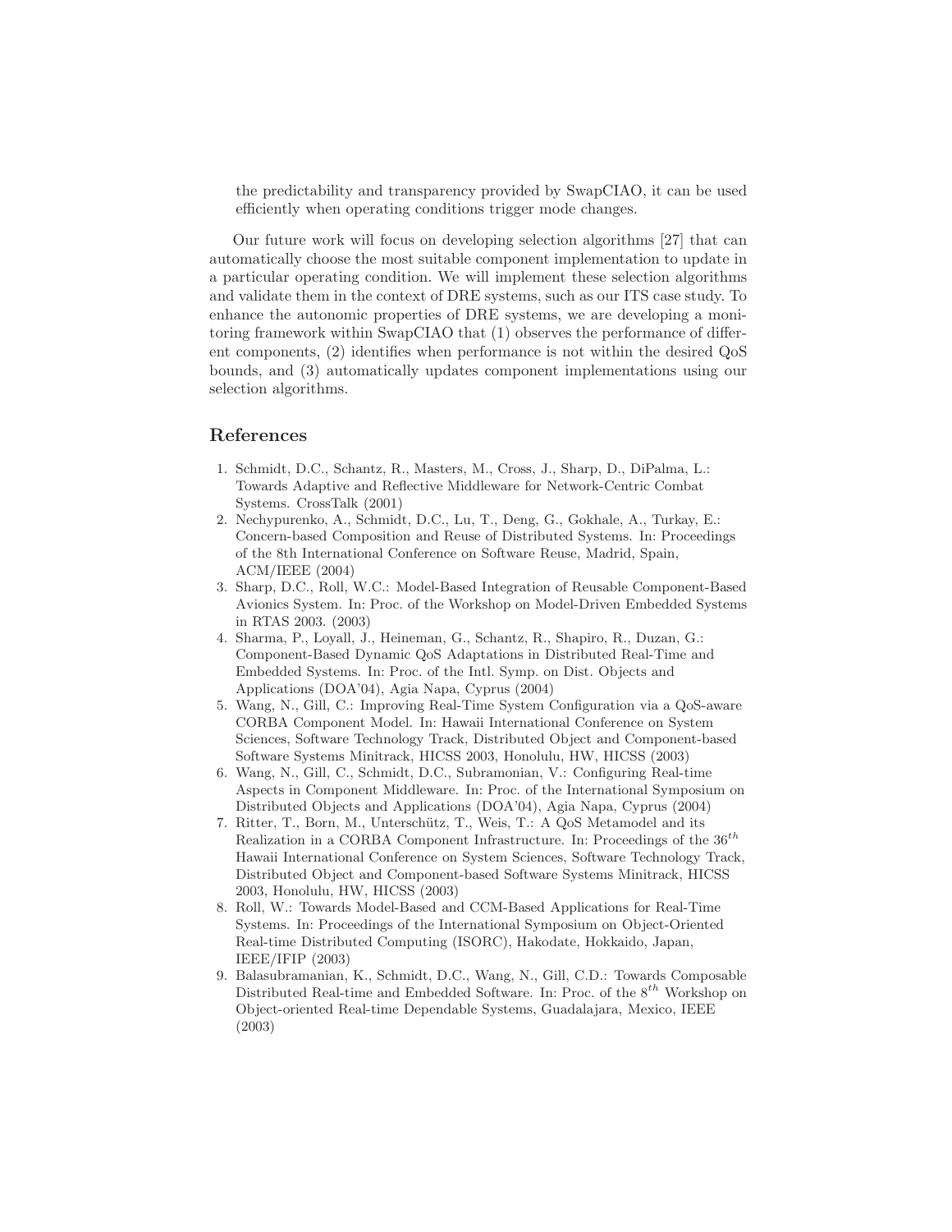the predictability and transparency provided by SwapCIAO, it can be used efficiently when operating conditions trigger mode changes.

Our future work will focus on developing selection algorithms [27] that can automatically choose the most suitable component implementation to update in a particular operating condition. We will implement these selection algorithms and validate them in the context of DRE systems, such as our ITS case study. To enhance the autonomic properties of DRE systems, we are developing a monitoring framework within SwapCIAO that (1) observes the performance of different components, (2) identifies when performance is not within the desired QoS bounds, and (3) automatically updates component implementations using our selection algorithms.

## References

1. Schmidt, D.C., Schantz, R., Masters, M., Cross, J., Sharp, D., DiPalma, L.: Towards Adaptive and Reflective Middleware for Network-Centric Combat Systems. CrossTalk (2001)
2. Nechypurenko, A., Schmidt, D.C., Lu, T., Deng, G., Gokhale, A., Turkay, E.: Concern-based Composition and Reuse of Distributed Systems. In: Proceedings of the 8th International Conference on Software Reuse, Madrid, Spain, ACM/IEEE (2004)
3. Sharp, D.C., Roll, W.C.: Model-Based Integration of Reusable Component-Based Avionics System. In: Proc. of the Workshop on Model-Driven Embedded Systems in RTAS 2003. (2003)
4. Sharma, P., Loyall, J., Heineman, G., Schantz, R., Shapiro, R., Duzan, G.: Component-Based Dynamic QoS Adaptations in Distributed Real-Time and Embedded Systems. In: Proc. of the Intl. Symp. on Dist. Objects and Applications (DOA'04), Agia Napa, Cyprus (2004)
5. Wang, N., Gill, C.: Improving Real-Time System Configuration via a QoS-aware CORBA Component Model. In: Hawaii International Conference on System Sciences, Software Technology Track, Distributed Object and Component-based Software Systems Minitrack, HICSS 2003, Honolulu, HW, HICSS (2003)
6. Wang, N., Gill, C., Schmidt, D.C., Subramonian, V.: Configuring Real-time Aspects in Component Middleware. In: Proc. of the International Symposium on Distributed Objects and Applications (DOA'04), Agia Napa, Cyprus (2004)
7. Ritter, T., Born, M., Unterschütz, T., Weis, T.: A QoS Metamodel and its Realization in a CORBA Component Infrastructure. In: Proceedings of the $36^{th}$ Hawaii International Conference on System Sciences, Software Technology Track, Distributed Object and Component-based Software Systems Minitrack, HICSS 2003, Honolulu, HW, HICSS (2003)
8. Roll, W.: Towards Model-Based and CCM-Based Applications for Real-Time Systems. In: Proceedings of the International Symposium on Object-Oriented Real-time Distributed Computing (ISORC), Hakodate, Hokkaido, Japan, IEEE/IFIP (2003)
9. Balasubramanian, K., Schmidt, D.C., Wang, N., Gill, C.D.: Towards Composable Distributed Real-time and Embedded Software. In: Proc. of the $8^{th}$ Workshop on Object-oriented Real-time Dependable Systems, Guadalajara, Mexico, IEEE (2003)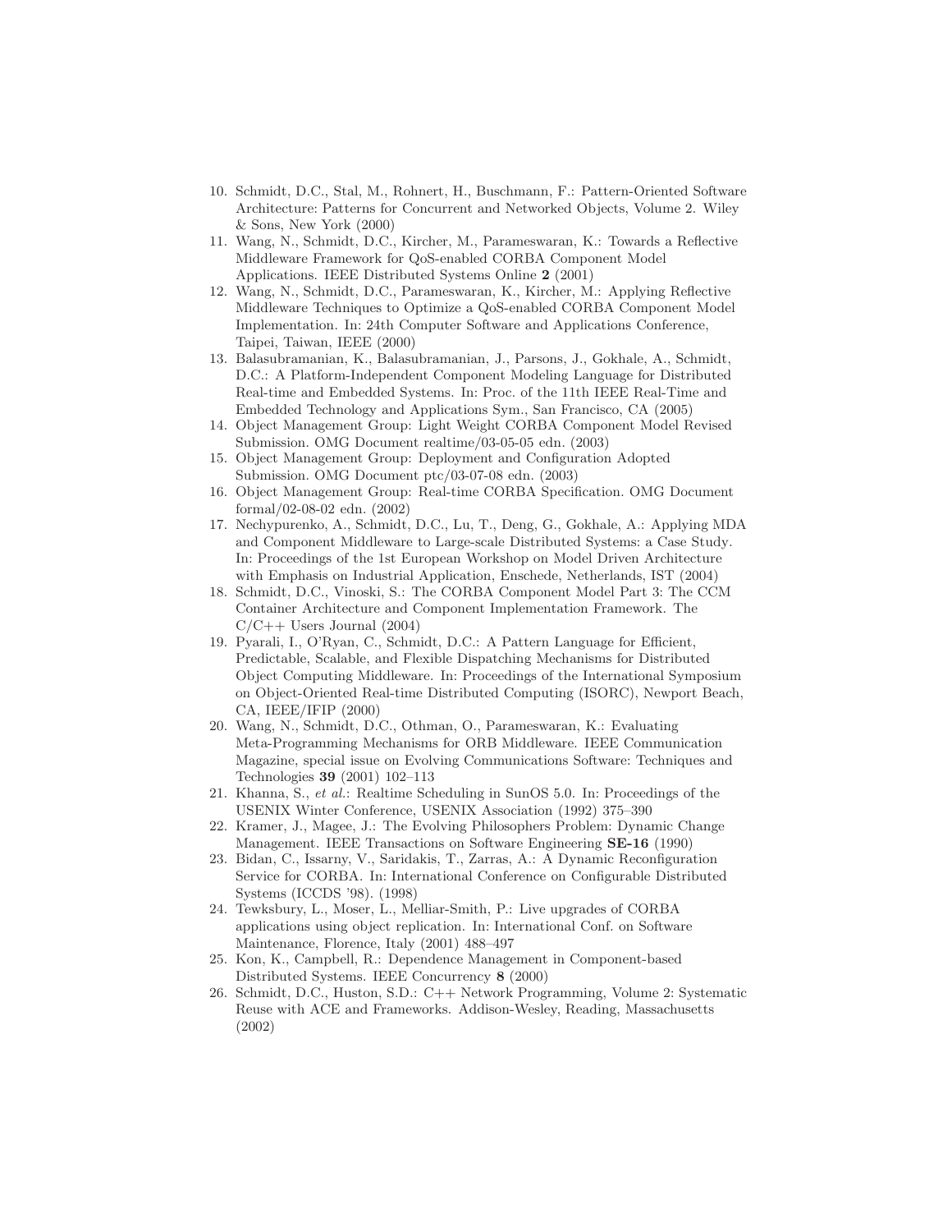10. Schmidt, D.C., Stal, M., Rohnert, H., Buschmann, F.: Pattern-Oriented Software Architecture: Patterns for Concurrent and Networked Objects, Volume 2. Wiley & Sons, New York (2000)
11. Wang, N., Schmidt, D.C., Kircher, M., Parameswaran, K.: Towards a Reflective Middleware Framework for QoS-enabled CORBA Component Model Applications. IEEE Distributed Systems Online **2** (2001)
12. Wang, N., Schmidt, D.C., Parameswaran, K., Kircher, M.: Applying Reflective Middleware Techniques to Optimize a QoS-enabled CORBA Component Model Implementation. In: 24th Computer Software and Applications Conference, Taipei, Taiwan, IEEE (2000)
13. Balasubramanian, K., Balasubramanian, J., Parsons, J., Gokhale, A., Schmidt, D.C.: A Platform-Independent Component Modeling Language for Distributed Real-time and Embedded Systems. In: Proc. of the 11th IEEE Real-Time and Embedded Technology and Applications Sym., San Francisco, CA (2005)
14. Object Management Group: Light Weight CORBA Component Model Revised Submission. OMG Document realtime/03-05-05 edn. (2003)
15. Object Management Group: Deployment and Configuration Adopted Submission. OMG Document ptc/03-07-08 edn. (2003)
16. Object Management Group: Real-time CORBA Specification. OMG Document formal/02-08-02 edn. (2002)
17. Nechypurenko, A., Schmidt, D.C., Lu, T., Deng, G., Gokhale, A.: Applying MDA and Component Middleware to Large-scale Distributed Systems: a Case Study. In: Proceedings of the 1st European Workshop on Model Driven Architecture with Emphasis on Industrial Application, Enschede, Netherlands, IST (2004)
18. Schmidt, D.C., Vinoski, S.: The CORBA Component Model Part 3: The CCM Container Architecture and Component Implementation Framework. The C/C++ Users Journal (2004)
19. Pyarali, I., O'Ryan, C., Schmidt, D.C.: A Pattern Language for Efficient, Predictable, Scalable, and Flexible Dispatching Mechanisms for Distributed Object Computing Middleware. In: Proceedings of the International Symposium on Object-Oriented Real-time Distributed Computing (ISORC), Newport Beach, CA, IEEE/IFIP (2000)
20. Wang, N., Schmidt, D.C., Othman, O., Parameswaran, K.: Evaluating Meta-Programming Mechanisms for ORB Middleware. IEEE Communication Magazine, special issue on Evolving Communications Software: Techniques and Technologies **39** (2001) 102–113
21. Khanna, S., *et al.*: Realtime Scheduling in SunOS 5.0. In: Proceedings of the USENIX Winter Conference, USENIX Association (1992) 375–390
22. Kramer, J., Magee, J.: The Evolving Philosophers Problem: Dynamic Change Management. IEEE Transactions on Software Engineering **SE-16** (1990)
23. Bidan, C., Issarny, V., Saridakis, T., Zarras, A.: A Dynamic Reconfiguration Service for CORBA. In: International Conference on Configurable Distributed Systems (ICCDS '98). (1998)
24. Tewksbury, L., Moser, L., Melliar-Smith, P.: Live upgrades of CORBA applications using object replication. In: International Conf. on Software Maintenance, Florence, Italy (2001) 488–497
25. Kon, K., Campbell, R.: Dependence Management in Component-based Distributed Systems. IEEE Concurrency **8** (2000)
26. Schmidt, D.C., Huston, S.D.: C++ Network Programming, Volume 2: Systematic Reuse with ACE and Frameworks. Addison-Wesley, Reading, Massachusetts (2002)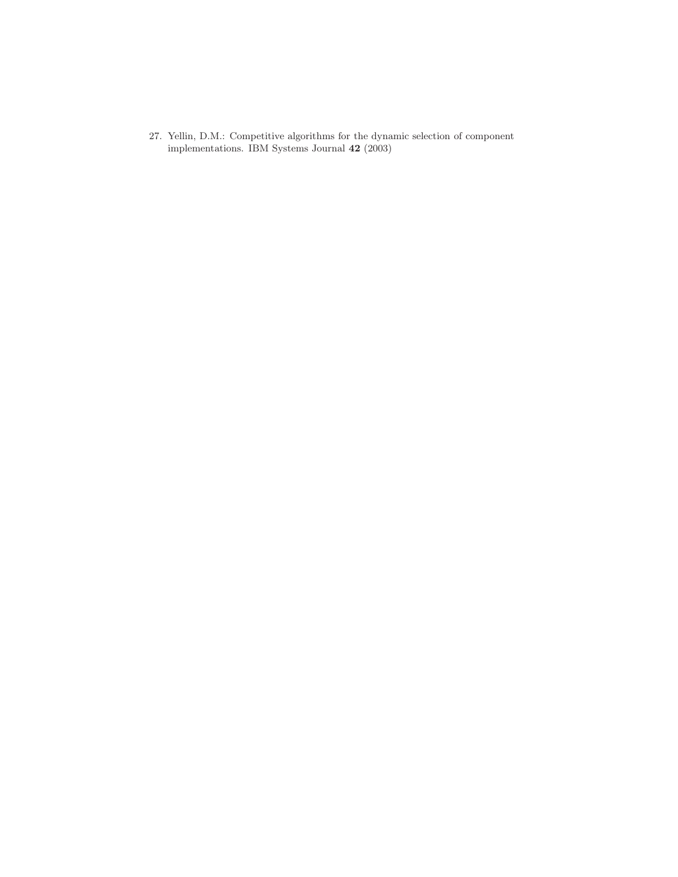27. Yellin, D.M.: Competitive algorithms for the dynamic selection of component implementations. IBM Systems Journal **42** (2003)